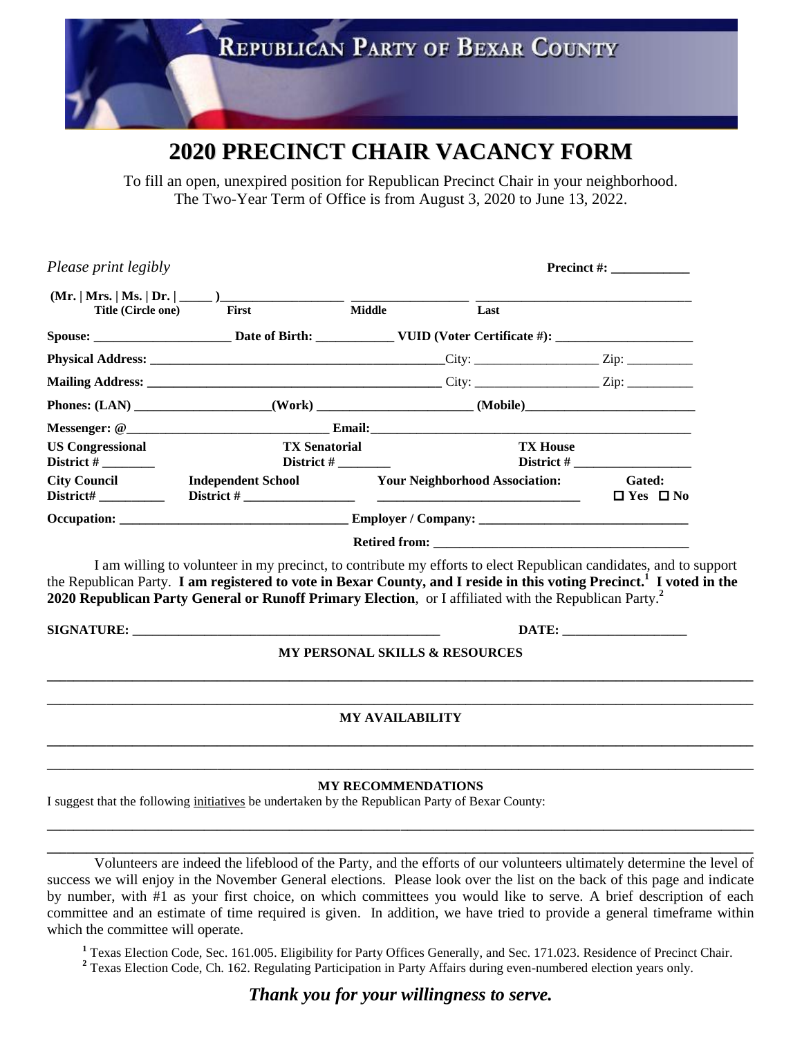REPUBLICAN PARTY OF BEXAR COUNTY

# 2020 PRECINCT CHAIR VACANCY FORM

To fill an open, unexpired position for Republican Precinct Chair in your neighborhood.
The Two-Year Term of Office is from August 3, 2020 to June 13, 2022.

*Please print legibly* **Precinct #: ____________**

**(Mr. | Mrs. | Ms. | Dr. | _____ )**__________________ __________________ ________________________________
**Title (Circle one)** **First** **Middle** **Last**

**Spouse:** _____________________ **Date of Birth:** ____________ **VUID (Voter Certificate #):** _____________________

**Physical Address:** ____________________________________________City: ___________________ Zip: __________

**Mailing Address:** _____________________________________________ City: ___________________ Zip: __________

**Phones: (LAN)** ____________________**(Work)** ________________________ **(Mobile)**__________________________

**Messenger: @**______________________________ **Email:**_______________________________________________

**US Congressional District #** ________ **TX Senatorial District #** ________ **TX House District #** __________________

**City Council District#** __________ **Independent School District #** _________________ **Your Neighborhood Association:** _______________________________ **Gated:** ☐ **Yes** ☐ **No**

**Occupation:** ___________________________________ **Employer / Company:** ________________________________

**Retired from:** ____________________________________

I am willing to volunteer in my precinct, to contribute my efforts to elect Republican candidates, and to support the Republican Party. **I am registered to vote in Bexar County, and I reside in this voting Precinct.**[1] **I voted in the 2020 Republican Party General or Runoff Primary Election**, or I affiliated with the Republican Party.[2]

**SIGNATURE:** _______________________________________________ **DATE:** ___________________

**MY PERSONAL SKILLS & RESOURCES**

________________________________________________________________________________________________

________________________________________________________________________________________________

**MY AVAILABILITY**

________________________________________________________________________________________________

________________________________________________________________________________________________

**MY RECOMMENDATIONS**

I suggest that the following initiatives be undertaken by the Republican Party of Bexar County:

________________________________________________________________________________________________

________________________________________________________________________________________________

Volunteers are indeed the lifeblood of the Party, and the efforts of our volunteers ultimately determine the level of success we will enjoy in the November General elections. Please look over the list on the back of this page and indicate by number, with #1 as your first choice, on which committees you would like to serve. A brief description of each committee and an estimate of time required is given. In addition, we have tried to provide a general timeframe within which the committee will operate.

[1] Texas Election Code, Sec. 161.005. Eligibility for Party Offices Generally, and Sec. 171.023. Residence of Precinct Chair.
[2] Texas Election Code, Ch. 162. Regulating Participation in Party Affairs during even-numbered election years only.

***Thank you for your willingness to serve.***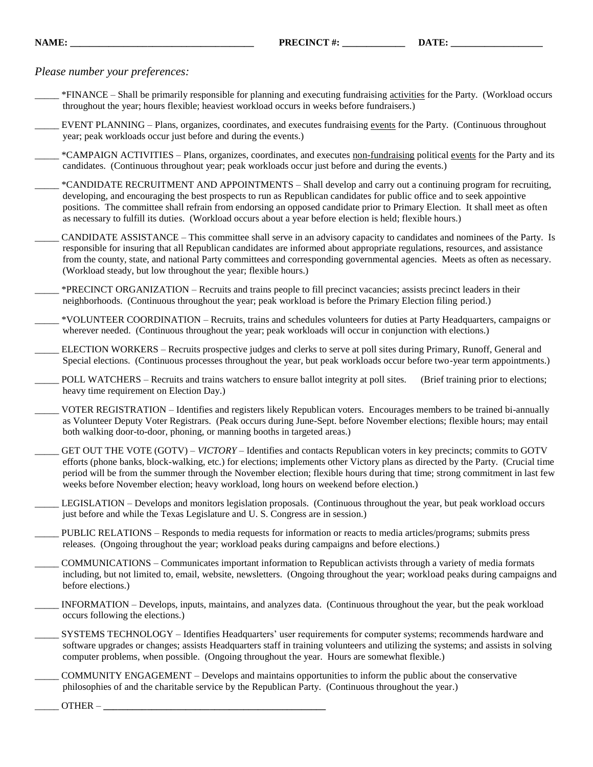**NAME: ____________________________________ PRECINCT #: ____________ DATE: __________________**

*Please number your preferences:*

_____ *FINANCE – Shall be primarily responsible for planning and executing fundraising activities for the Party. (Workload occurs throughout the year; hours flexible; heaviest workload occurs in weeks before fundraisers.)

_____ EVENT PLANNING – Plans, organizes, coordinates, and executes fundraising events for the Party. (Continuous throughout year; peak workloads occur just before and during the events.)

_____ *CAMPAIGN ACTIVITIES – Plans, organizes, coordinates, and executes non-fundraising political events for the Party and its candidates. (Continuous throughout year; peak workloads occur just before and during the events.)

_____ *CANDIDATE RECRUITMENT AND APPOINTMENTS – Shall develop and carry out a continuing program for recruiting, developing, and encouraging the best prospects to run as Republican candidates for public office and to seek appointive positions. The committee shall refrain from endorsing an opposed candidate prior to Primary Election. It shall meet as often as necessary to fulfill its duties. (Workload occurs about a year before election is held; flexible hours.)

_____ CANDIDATE ASSISTANCE – This committee shall serve in an advisory capacity to candidates and nominees of the Party. Is responsible for insuring that all Republican candidates are informed about appropriate regulations, resources, and assistance from the county, state, and national Party committees and corresponding governmental agencies. Meets as often as necessary. (Workload steady, but low throughout the year; flexible hours.)

_____ *PRECINCT ORGANIZATION – Recruits and trains people to fill precinct vacancies; assists precinct leaders in their neighborhoods. (Continuous throughout the year; peak workload is before the Primary Election filing period.)

_____ *VOLUNTEER COORDINATION – Recruits, trains and schedules volunteers for duties at Party Headquarters, campaigns or wherever needed. (Continuous throughout the year; peak workloads will occur in conjunction with elections.)

_____ ELECTION WORKERS – Recruits prospective judges and clerks to serve at poll sites during Primary, Runoff, General and Special elections. (Continuous processes throughout the year, but peak workloads occur before two-year term appointments.)

_____ POLL WATCHERS – Recruits and trains watchers to ensure ballot integrity at poll sites. (Brief training prior to elections; heavy time requirement on Election Day.)

_____ VOTER REGISTRATION – Identifies and registers likely Republican voters. Encourages members to be trained bi-annually as Volunteer Deputy Voter Registrars. (Peak occurs during June-Sept. before November elections; flexible hours; may entail both walking door-to-door, phoning, or manning booths in targeted areas.)

_____ GET OUT THE VOTE (GOTV) – *VICTORY* – Identifies and contacts Republican voters in key precincts; commits to GOTV efforts (phone banks, block-walking, etc.) for elections; implements other Victory plans as directed by the Party. (Crucial time period will be from the summer through the November election; flexible hours during that time; strong commitment in last few weeks before November election; heavy workload, long hours on weekend before election.)

_____ LEGISLATION – Develops and monitors legislation proposals. (Continuous throughout the year, but peak workload occurs just before and while the Texas Legislature and U. S. Congress are in session.)

_____ PUBLIC RELATIONS – Responds to media requests for information or reacts to media articles/programs; submits press releases. (Ongoing throughout the year; workload peaks during campaigns and before elections.)

_____ COMMUNICATIONS – Communicates important information to Republican activists through a variety of media formats including, but not limited to, email, website, newsletters. (Ongoing throughout the year; workload peaks during campaigns and before elections.)

_____ INFORMATION – Develops, inputs, maintains, and analyzes data. (Continuous throughout the year, but the peak workload occurs following the elections.)

_____ SYSTEMS TECHNOLOGY – Identifies Headquarters' user requirements for computer systems; recommends hardware and software upgrades or changes; assists Headquarters staff in training volunteers and utilizing the systems; and assists in solving computer problems, when possible. (Ongoing throughout the year. Hours are somewhat flexible.)

_____ COMMUNITY ENGAGEMENT – Develops and maintains opportunities to inform the public about the conservative philosophies of and the charitable service by the Republican Party. (Continuous throughout the year.)

_____ OTHER – ______________________________________________